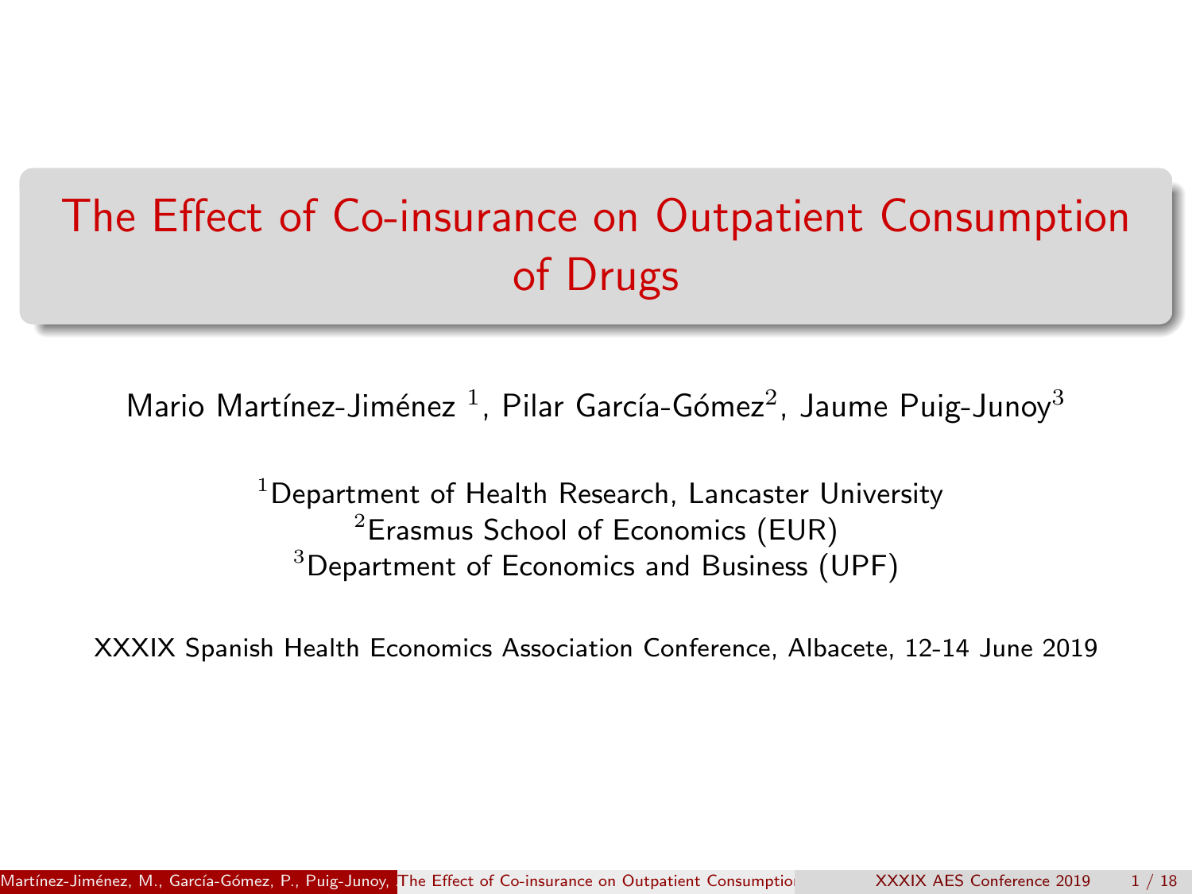# The Effect of Co-insurance on Outpatient Consumption of Drugs

Mario Martínez-Jiménez [1], Pilar García-Gómez[2], Jaume Puig-Junoy[3]

[1]Department of Health Research, Lancaster University
[2]Erasmus School of Economics (EUR)
[3]Department of Economics and Business (UPF)

XXXIX Spanish Health Economics Association Conference, Albacete, 12-14 June 2019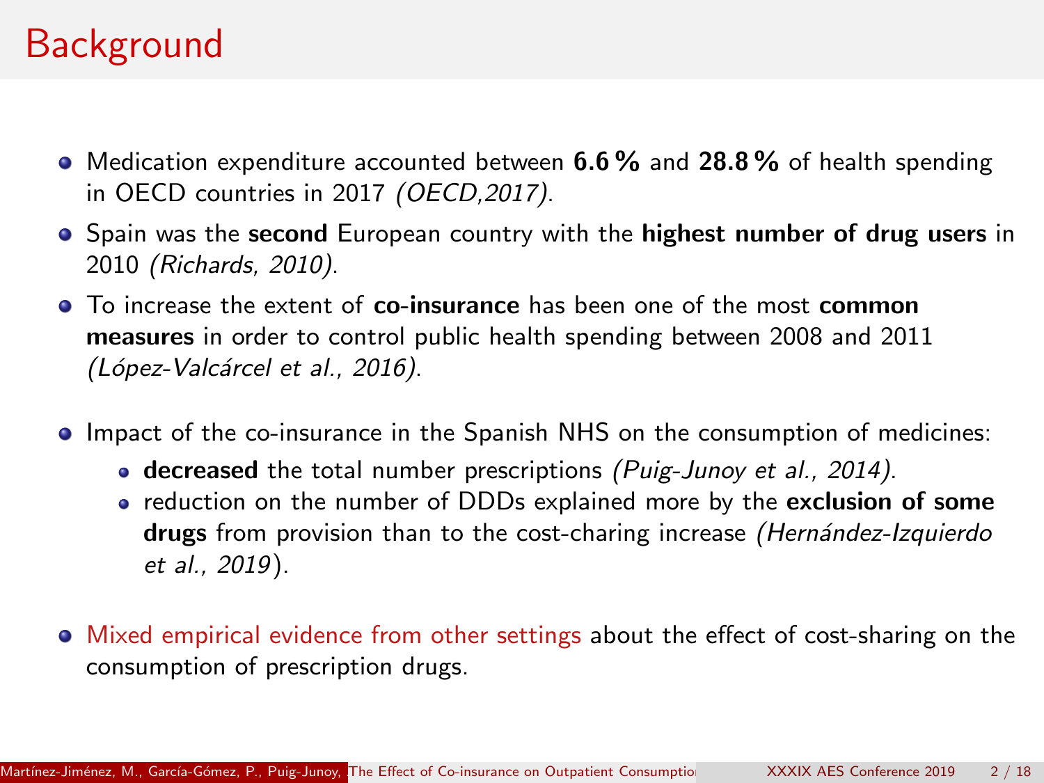# Background

- Medication expenditure accounted between **6.6 %** and **28.8 %** of health spending in OECD countries in 2017 *(OECD,2017)*.
- Spain was the **second** European country with the **highest number of drug users** in 2010 *(Richards, 2010)*.
- To increase the extent of **co-insurance** has been one of the most **common measures** in order to control public health spending between 2008 and 2011 *(López-Valcárcel et al., 2016)*.
- Impact of the co-insurance in the Spanish NHS on the consumption of medicines:
  - **decreased** the total number prescriptions *(Puig-Junoy et al., 2014)*.
  - reduction on the number of DDDs explained more by the **exclusion of some drugs** from provision than to the cost-charing increase *(Hernández-Izquierdo et al., 2019)*.
- Mixed empirical evidence from other settings about the effect of cost-sharing on the consumption of prescription drugs.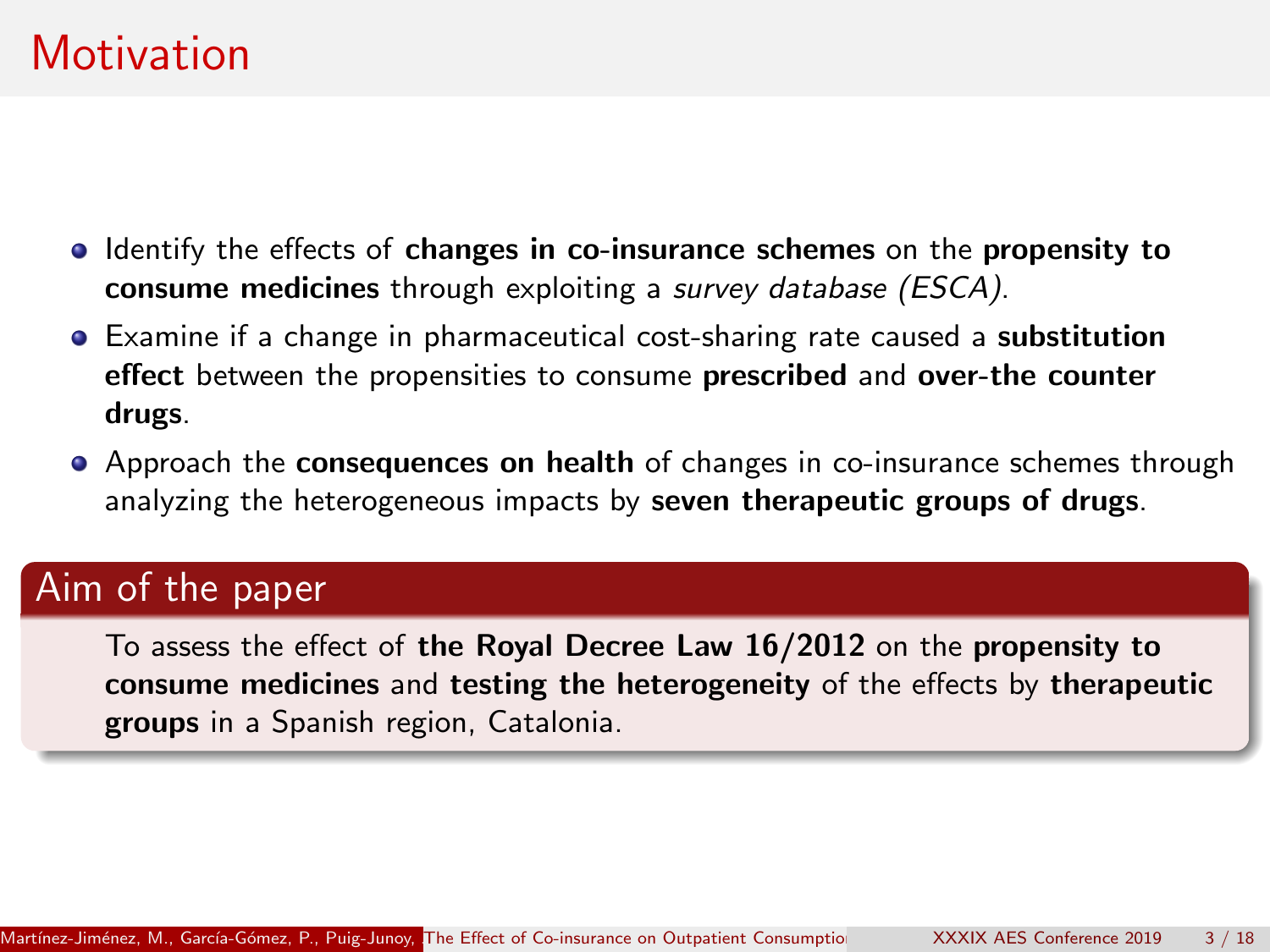# Motivation

- Identify the effects of **changes in co-insurance schemes** on the **propensity to consume medicines** through exploiting a *survey database (ESCA)*.
- Examine if a change in pharmaceutical cost-sharing rate caused a **substitution effect** between the propensities to consume **prescribed** and **over-the counter drugs**.
- Approach the **consequences on health** of changes in co-insurance schemes through analyzing the heterogeneous impacts by **seven therapeutic groups of drugs**.

## Aim of the paper

To assess the effect of **the Royal Decree Law 16/2012** on the **propensity to consume medicines** and **testing the heterogeneity** of the effects by **therapeutic groups** in a Spanish region, Catalonia.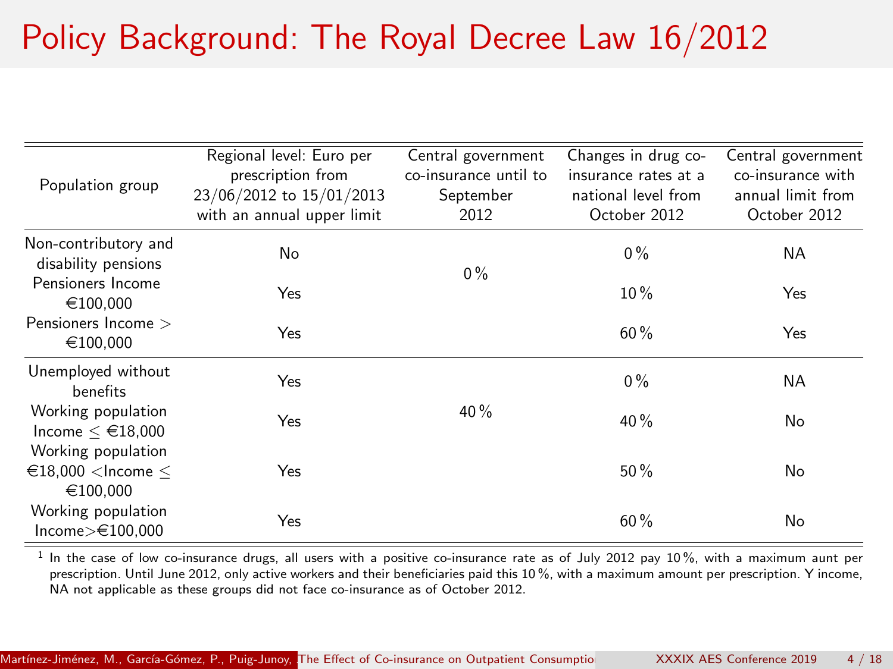# Policy Background: The Royal Decree Law 16/2012

| Population group | Regional level: Euro per prescription from 23/06/2012 to 15/01/2013 with an annual upper limit | Central government co-insurance until to September 2012 | Changes in drug co-insurance rates at a national level from October 2012 | Central government co-insurance with annual limit from October 2012 |
|---|---|---|---|---|
| Non-contributory and disability pensions | No | 0 % | 0 % | NA |
| Pensioners Income €100,000 | Yes | | 10 % | Yes |
| Pensioners Income > €100,000 | Yes | | 60 % | Yes |
| Unemployed without benefits | Yes | 40 % | 0 % | NA |
| Working population Income ≤ €18,000 | Yes | | 40 % | No |
| Working population €18,000 <Income ≤ €100,000 | Yes | | 50 % | No |
| Working population Income>€100,000 | Yes | | 60 % | No |

[1] In the case of low co-insurance drugs, all users with a positive co-insurance rate as of July 2012 pay 10 %, with a maximum aunt per prescription. Until June 2012, only active workers and their beneficiaries paid this 10 %, with a maximum amount per prescription. Y income, NA not applicable as these groups did not face co-insurance as of October 2012.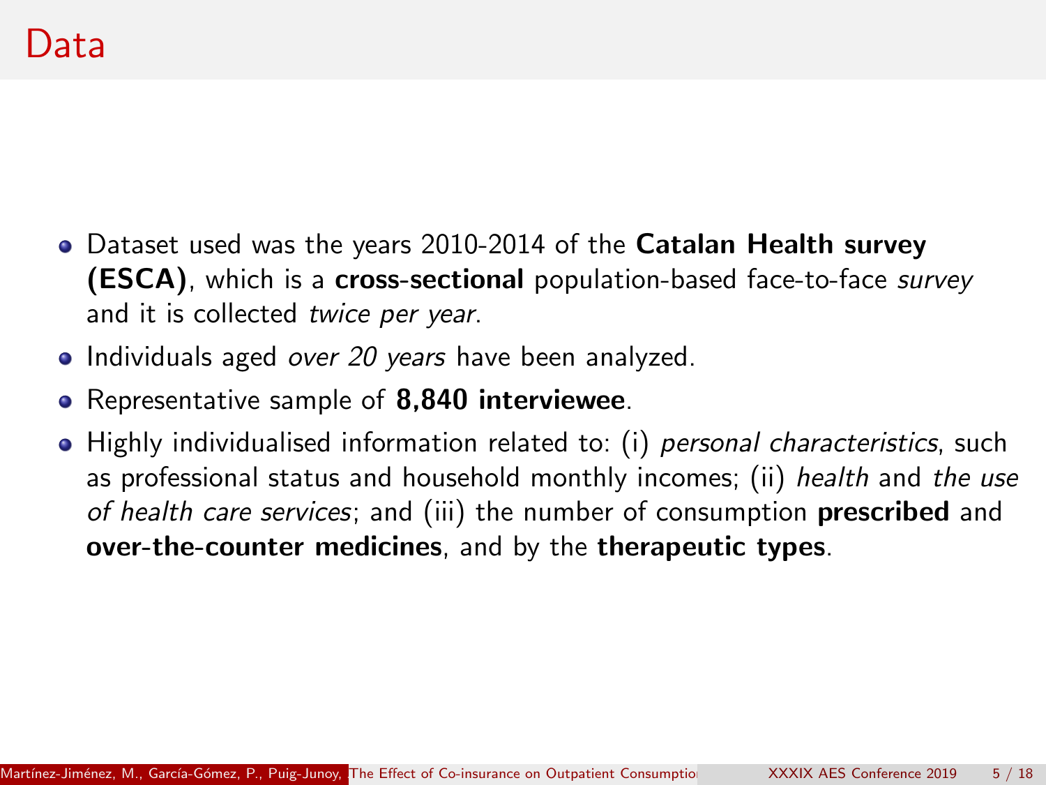# Data

- Dataset used was the years 2010-2014 of the **Catalan Health survey (ESCA)**, which is a **cross-sectional** population-based face-to-face *survey* and it is collected *twice per year*.
- Individuals aged *over 20 years* have been analyzed.
- Representative sample of **8,840 interviewee**.
- Highly individualised information related to: (i) *personal characteristics*, such as professional status and household monthly incomes; (ii) *health* and *the use of health care services*; and (iii) the number of consumption **prescribed** and **over-the-counter medicines**, and by the **therapeutic types**.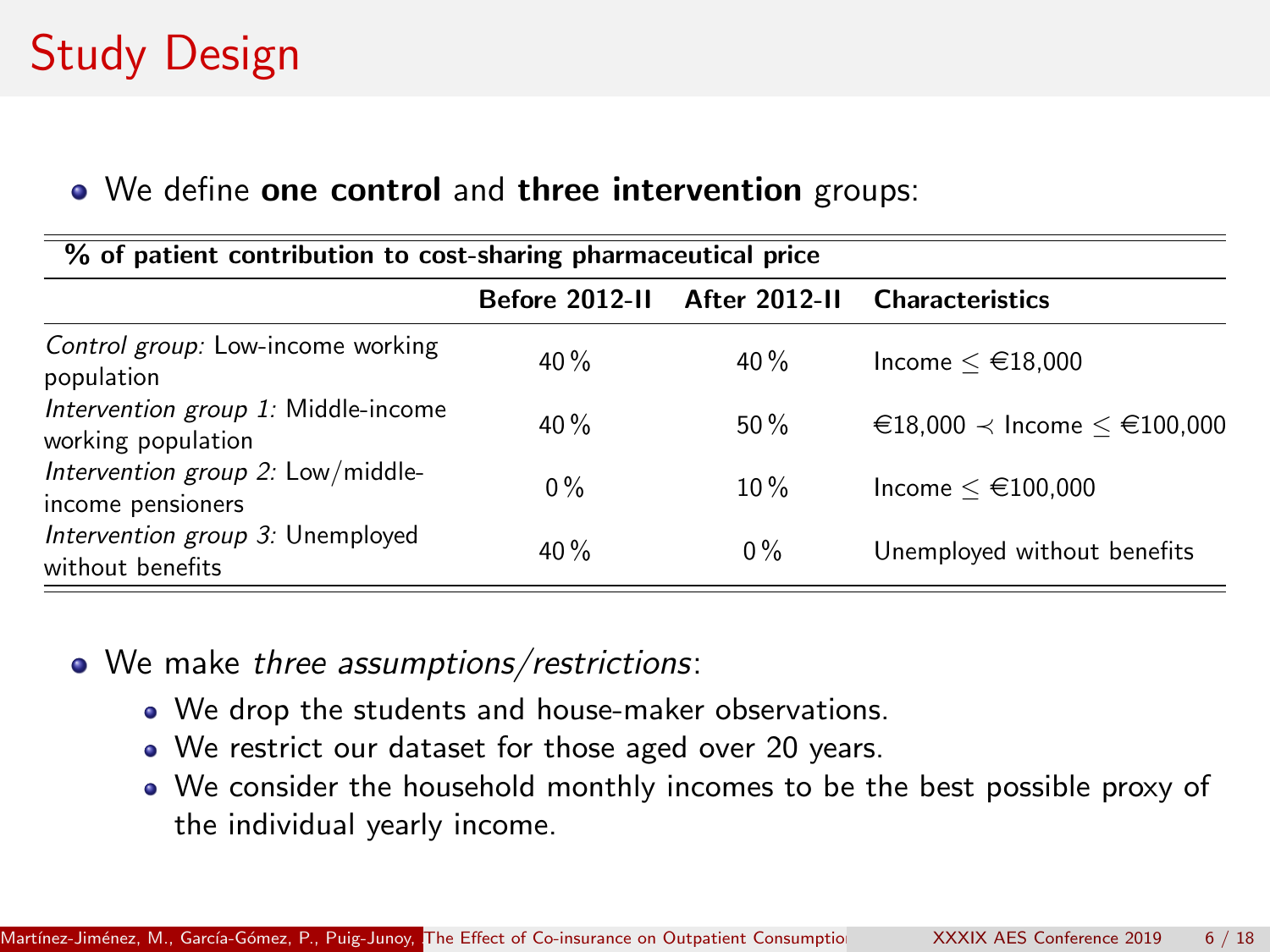# Study Design

- We define **one control** and **three intervention** groups:

| **% of patient contribution to cost-sharing pharmaceutical price** | | | |
|---|---|---|---|
| | **Before 2012-II** | **After 2012-II** | **Characteristics** |
| *Control group:* Low-income working population | 40 % | 40 % | Income $\leq$ €18,000 |
| *Intervention group 1:* Middle-income working population | 40 % | 50 % | €18,000 $\prec$ Income $\leq$ €100,000 |
| *Intervention group 2:* Low/middle-income pensioners | 0 % | 10 % | Income $\leq$ €100,000 |
| *Intervention group 3:* Unemployed without benefits | 40 % | 0 % | Unemployed without benefits |

- We make *three assumptions/restrictions*:
  - We drop the students and house-maker observations.
  - We restrict our dataset for those aged over 20 years.
  - We consider the household monthly incomes to be the best possible proxy of the individual yearly income.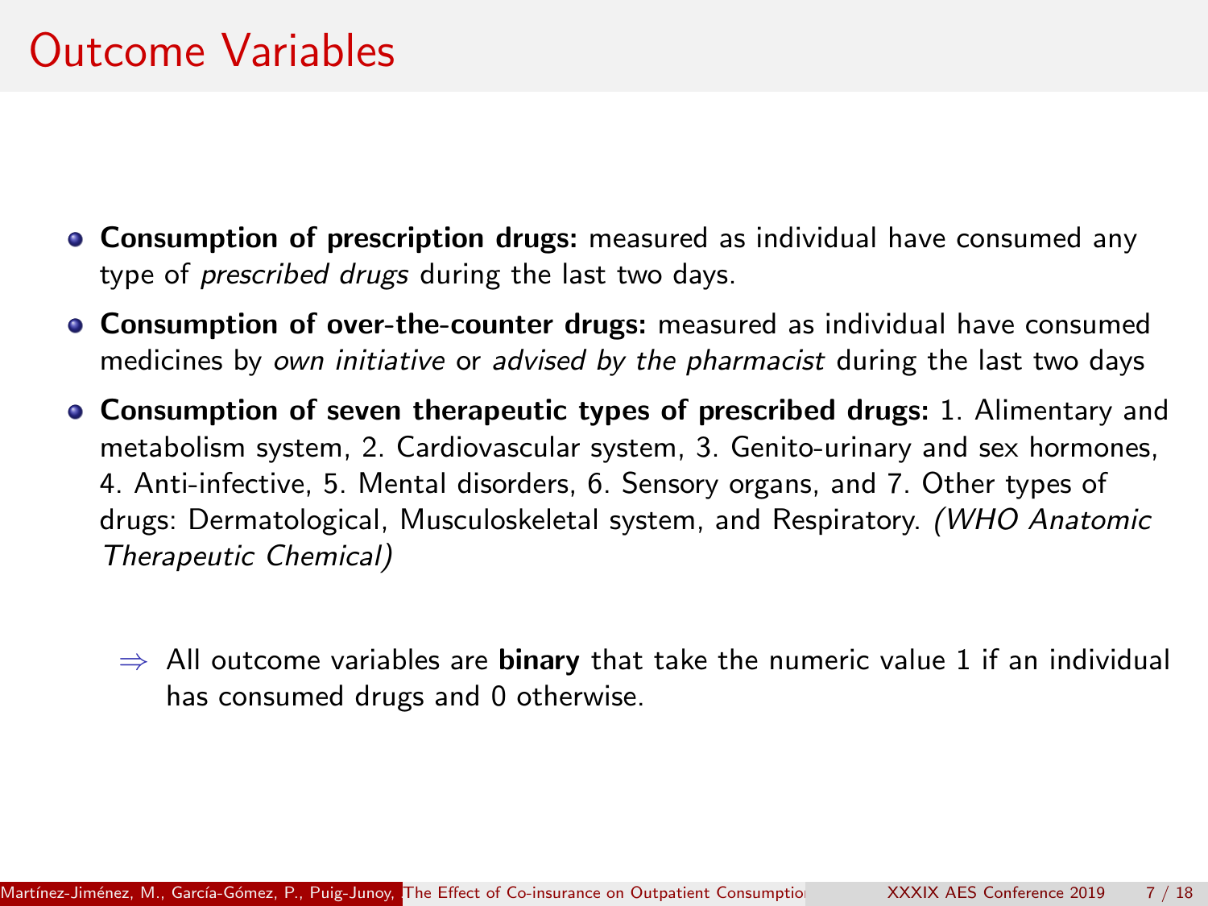# Outcome Variables

- **Consumption of prescription drugs:** measured as individual have consumed any type of *prescribed drugs* during the last two days.
- **Consumption of over-the-counter drugs:** measured as individual have consumed medicines by *own initiative* or *advised by the pharmacist* during the last two days
- **Consumption of seven therapeutic types of prescribed drugs:** 1. Alimentary and metabolism system, 2. Cardiovascular system, 3. Genito-urinary and sex hormones, 4. Anti-infective, 5. Mental disorders, 6. Sensory organs, and 7. Other types of drugs: Dermatological, Musculoskeletal system, and Respiratory. *(WHO Anatomic Therapeutic Chemical)*

$\Rightarrow$ All outcome variables are **binary** that take the numeric value 1 if an individual has consumed drugs and 0 otherwise.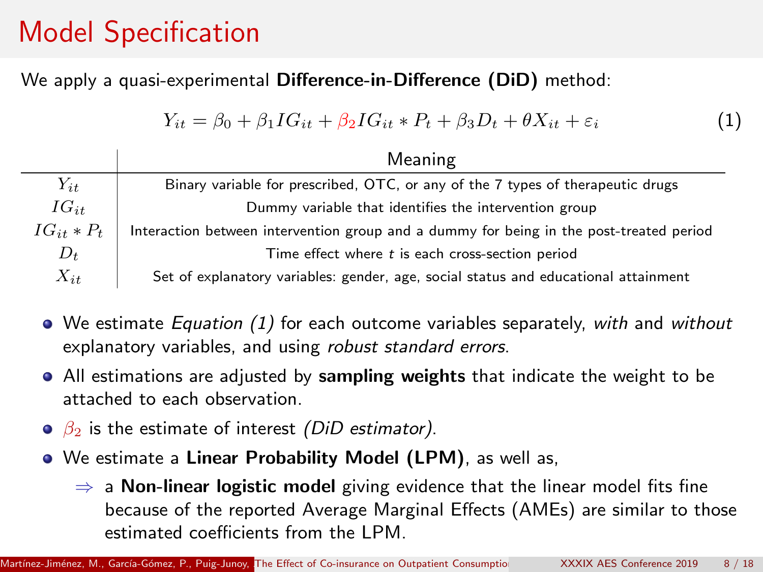# Model Specification

We apply a quasi-experimental **Difference-in-Difference (DiD)** method:

$$Y_{it} = \beta_0 + \beta_1 IG_{it} + \beta_2 IG_{it} * P_t + \beta_3 D_t + \theta X_{it} + \varepsilon_i \tag{1}$$

| | Meaning |
|---|---|
| $Y_{it}$ | Binary variable for prescribed, OTC, or any of the 7 types of therapeutic drugs |
| $IG_{it}$ | Dummy variable that identifies the intervention group |
| $IG_{it} * P_t$ | Interaction between intervention group and a dummy for being in the post-treated period |
| $D_t$ | Time effect where $t$ is each cross-section period |
| $X_{it}$ | Set of explanatory variables: gender, age, social status and educational attainment |

- We estimate *Equation (1)* for each outcome variables separately, *with* and *without* explanatory variables, and using *robust standard errors*.
- All estimations are adjusted by **sampling weights** that indicate the weight to be attached to each observation.
- $\beta_2$ is the estimate of interest *(DiD estimator)*.
- We estimate a **Linear Probability Model (LPM)**, as well as,
  - ⇒ a **Non-linear logistic model** giving evidence that the linear model fits fine because of the reported Average Marginal Effects (AMEs) are similar to those estimated coefficients from the LPM.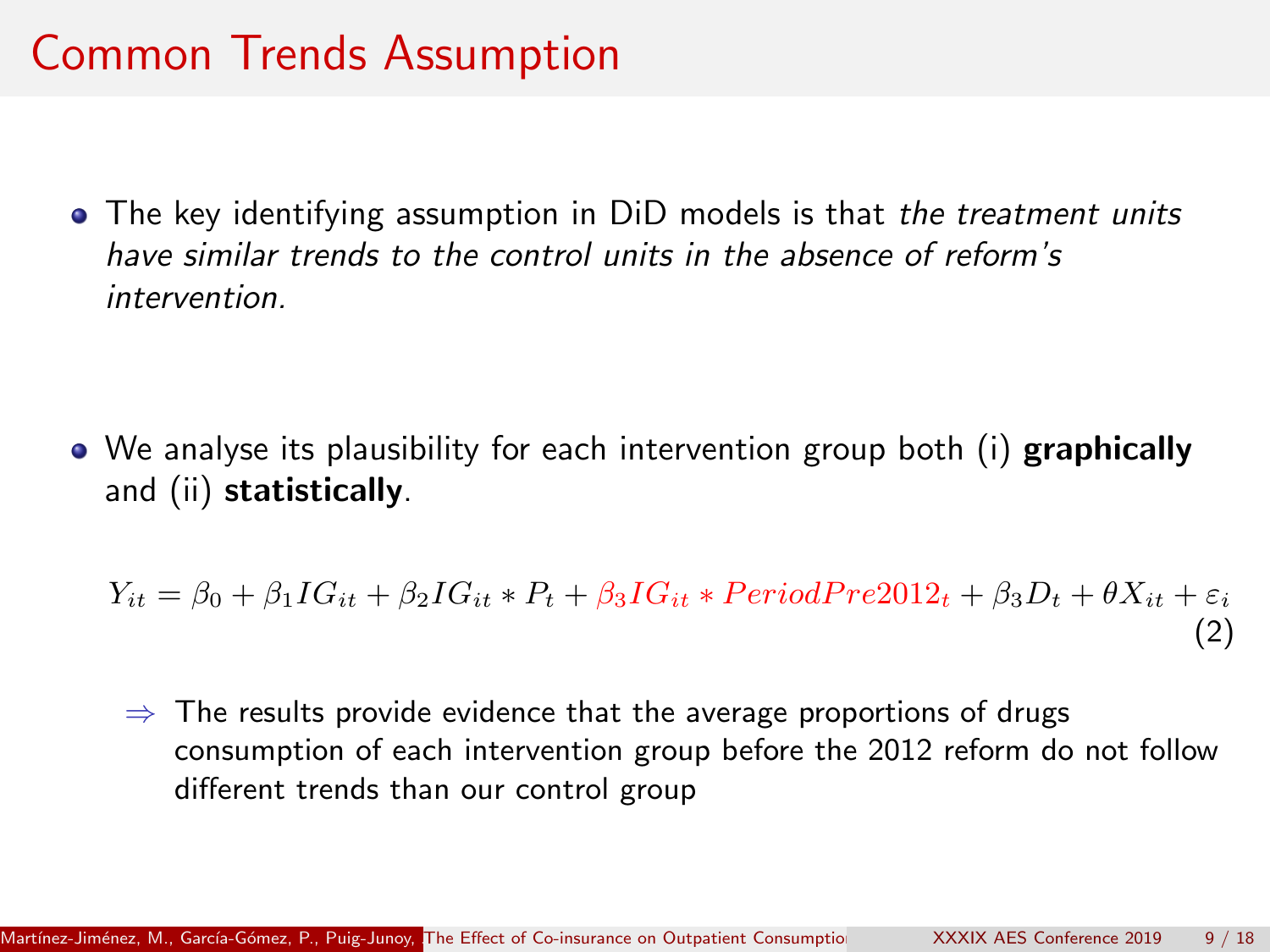# Common Trends Assumption

- The key identifying assumption in DiD models is that *the treatment units have similar trends to the control units in the absence of reform's intervention.*

- We analyse its plausibility for each intervention group both (i) **graphically** and (ii) **statistically**.

$$Y_{it} = \beta_0 + \beta_1 IG_{it} + \beta_2 IG_{it} * P_t + \beta_3 IG_{it} * PeriodPre2012_t + \beta_3 D_t + \theta X_{it} + \varepsilon_i \tag{2}$$

  ⇒ The results provide evidence that the average proportions of drugs consumption of each intervention group before the 2012 reform do not follow different trends than our control group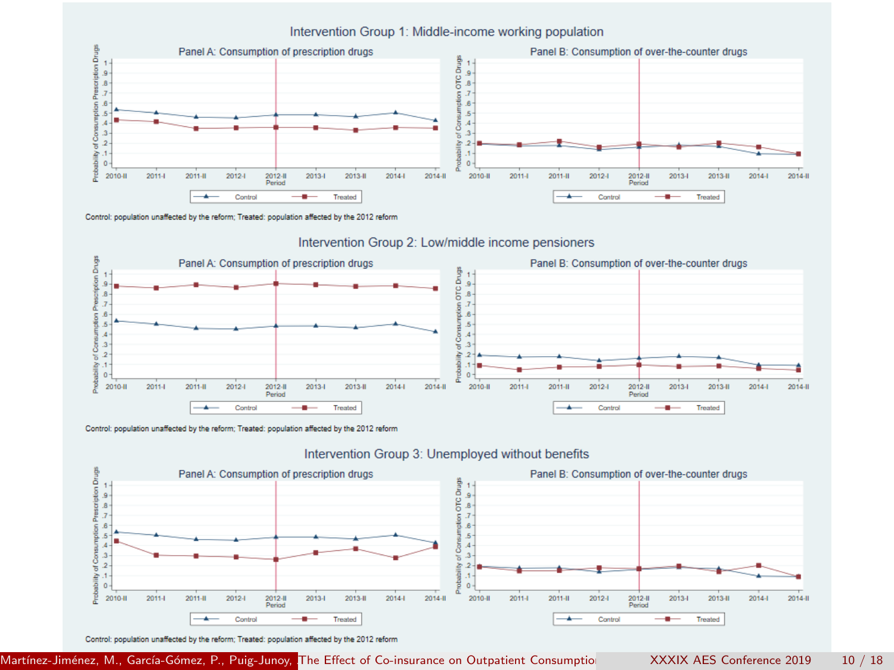## Intervention Group 1: Middle-income working population

### Panel A: Consumption of prescription drugs

### Panel B: Consumption of over-the-counter drugs

Control: population unaffected by the reform; Treated: population affected by the 2012 reform

## Intervention Group 2: Low/middle income pensioners

### Panel A: Consumption of prescription drugs

### Panel B: Consumption of over-the-counter drugs

Control: population unaffected by the reform; Treated: population affected by the 2012 reform

## Intervention Group 3: Unemployed without benefits

### Panel A: Consumption of prescription drugs

### Panel B: Consumption of over-the-counter drugs

Control: population unaffected by the reform; Treated: population affected by the 2012 reform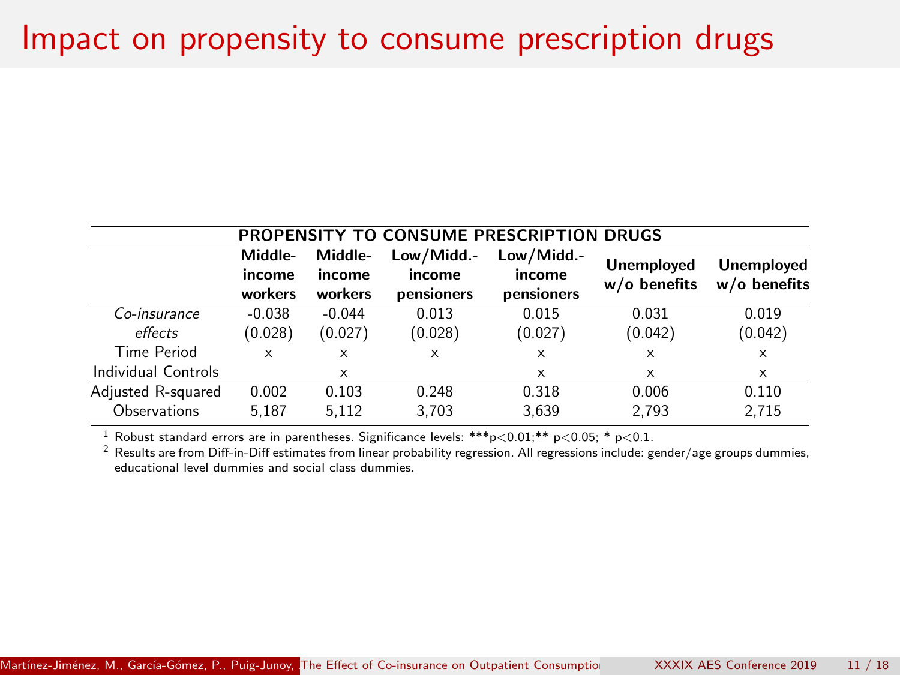# Impact on propensity to consume prescription drugs

| PROPENSITY TO CONSUME PRESCRIPTION DRUGS | | | | | | |
|---|---|---|---|---|---|---|
| | **Middle-income workers** | **Middle-income workers** | **Low/Midd.-income pensioners** | **Low/Midd.-income pensioners** | **Unemployed w/o benefits** | **Unemployed w/o benefits** |
| *Co-insurance effects* | -0.038 | -0.044 | 0.013 | 0.015 | 0.031 | 0.019 |
| | (0.028) | (0.027) | (0.028) | (0.027) | (0.042) | (0.042) |
| Time Period | x | x | x | x | x | x |
| Individual Controls | | x | | x | x | x |
| Adjusted R-squared | 0.002 | 0.103 | 0.248 | 0.318 | 0.006 | 0.110 |
| Observations | 5,187 | 5,112 | 3,703 | 3,639 | 2,793 | 2,715 |

[1] Robust standard errors are in parentheses. Significance levels: ***p<0.01;** p<0.05; * p<0.1.

[2] Results are from Diff-in-Diff estimates from linear probability regression. All regressions include: gender/age groups dummies, educational level dummies and social class dummies.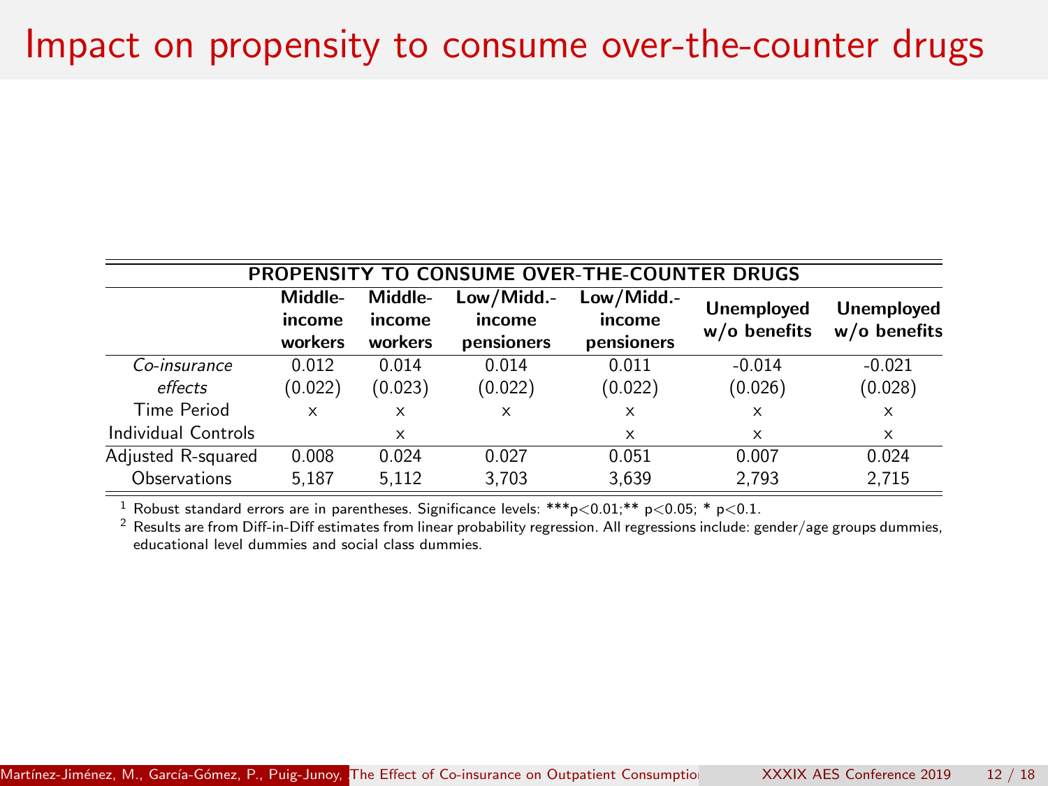# Impact on propensity to consume over-the-counter drugs

| PROPENSITY TO CONSUME OVER-THE-COUNTER DRUGS | | | | | | |
|---|---|---|---|---|---|---|
| | **Middle-income workers** | **Middle-income workers** | **Low/Midd.-income pensioners** | **Low/Midd.-income pensioners** | **Unemployed w/o benefits** | **Unemployed w/o benefits** |
| *Co-insurance effects* | 0.012 | 0.014 | 0.014 | 0.011 | -0.014 | -0.021 |
| | (0.022) | (0.023) | (0.022) | (0.022) | (0.026) | (0.028) |
| Time Period | x | x | x | x | x | x |
| Individual Controls | | x | | x | x | x |
| Adjusted R-squared | 0.008 | 0.024 | 0.027 | 0.051 | 0.007 | 0.024 |
| Observations | 5,187 | 5,112 | 3,703 | 3,639 | 2,793 | 2,715 |

[1] Robust standard errors are in parentheses. Significance levels: ***p<0.01;** p<0.05; * p<0.1.
[2] Results are from Diff-in-Diff estimates from linear probability regression. All regressions include: gender/age groups dummies, educational level dummies and social class dummies.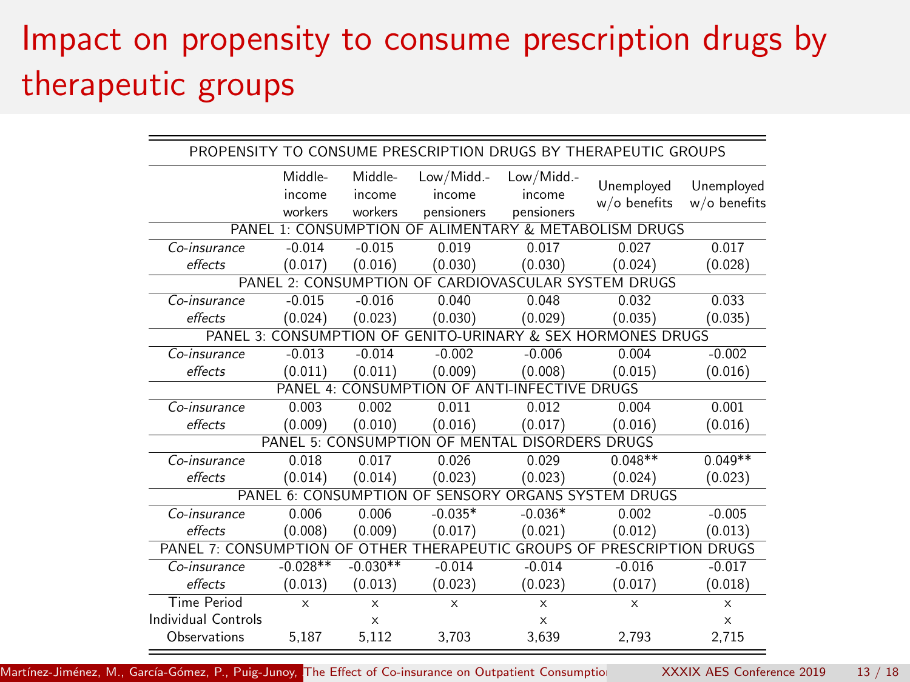# Impact on propensity to consume prescription drugs by therapeutic groups

| PROPENSITY TO CONSUME PRESCRIPTION DRUGS BY THERAPEUTIC GROUPS | | | | | | |
|---|---|---|---|---|---|---|
| | Middle-income workers | Middle-income workers | Low/Midd.-income pensioners | Low/Midd.-income pensioners | Unemployed w/o benefits | Unemployed w/o benefits |
| PANEL 1: CONSUMPTION OF ALIMENTARY & METABOLISM DRUGS | | | | | | |
| *Co-insurance* | -0.014 | -0.015 | 0.019 | 0.017 | 0.027 | 0.017 |
| *effects* | (0.017) | (0.016) | (0.030) | (0.030) | (0.024) | (0.028) |
| PANEL 2: CONSUMPTION OF CARDIOVASCULAR SYSTEM DRUGS | | | | | | |
| *Co-insurance* | -0.015 | -0.016 | 0.040 | 0.048 | 0.032 | 0.033 |
| *effects* | (0.024) | (0.023) | (0.030) | (0.029) | (0.035) | (0.035) |
| PANEL 3: CONSUMPTION OF GENITO-URINARY & SEX HORMONES DRUGS | | | | | | |
| *Co-insurance* | -0.013 | -0.014 | -0.002 | -0.006 | 0.004 | -0.002 |
| *effects* | (0.011) | (0.011) | (0.009) | (0.008) | (0.015) | (0.016) |
| PANEL 4: CONSUMPTION OF ANTI-INFECTIVE DRUGS | | | | | | |
| *Co-insurance* | 0.003 | 0.002 | 0.011 | 0.012 | 0.004 | 0.001 |
| *effects* | (0.009) | (0.010) | (0.016) | (0.017) | (0.016) | (0.016) |
| PANEL 5: CONSUMPTION OF MENTAL DISORDERS DRUGS | | | | | | |
| *Co-insurance* | 0.018 | 0.017 | 0.026 | 0.029 | 0.048** | 0.049** |
| *effects* | (0.014) | (0.014) | (0.023) | (0.023) | (0.024) | (0.023) |
| PANEL 6: CONSUMPTION OF SENSORY ORGANS SYSTEM DRUGS | | | | | | |
| *Co-insurance* | 0.006 | 0.006 | -0.035* | -0.036* | 0.002 | -0.005 |
| *effects* | (0.008) | (0.009) | (0.017) | (0.021) | (0.012) | (0.013) |
| PANEL 7: CONSUMPTION OF OTHER THERAPEUTIC GROUPS OF PRESCRIPTION DRUGS | | | | | | |
| *Co-insurance* | -0.028** | -0.030** | -0.014 | -0.014 | -0.016 | -0.017 |
| *effects* | (0.013) | (0.013) | (0.023) | (0.023) | (0.017) | (0.018) |
| Time Period | x | x | x | x | x | x |
| Individual Controls | | x | | x | | x |
| Observations | 5,187 | 5,112 | 3,703 | 3,639 | 2,793 | 2,715 |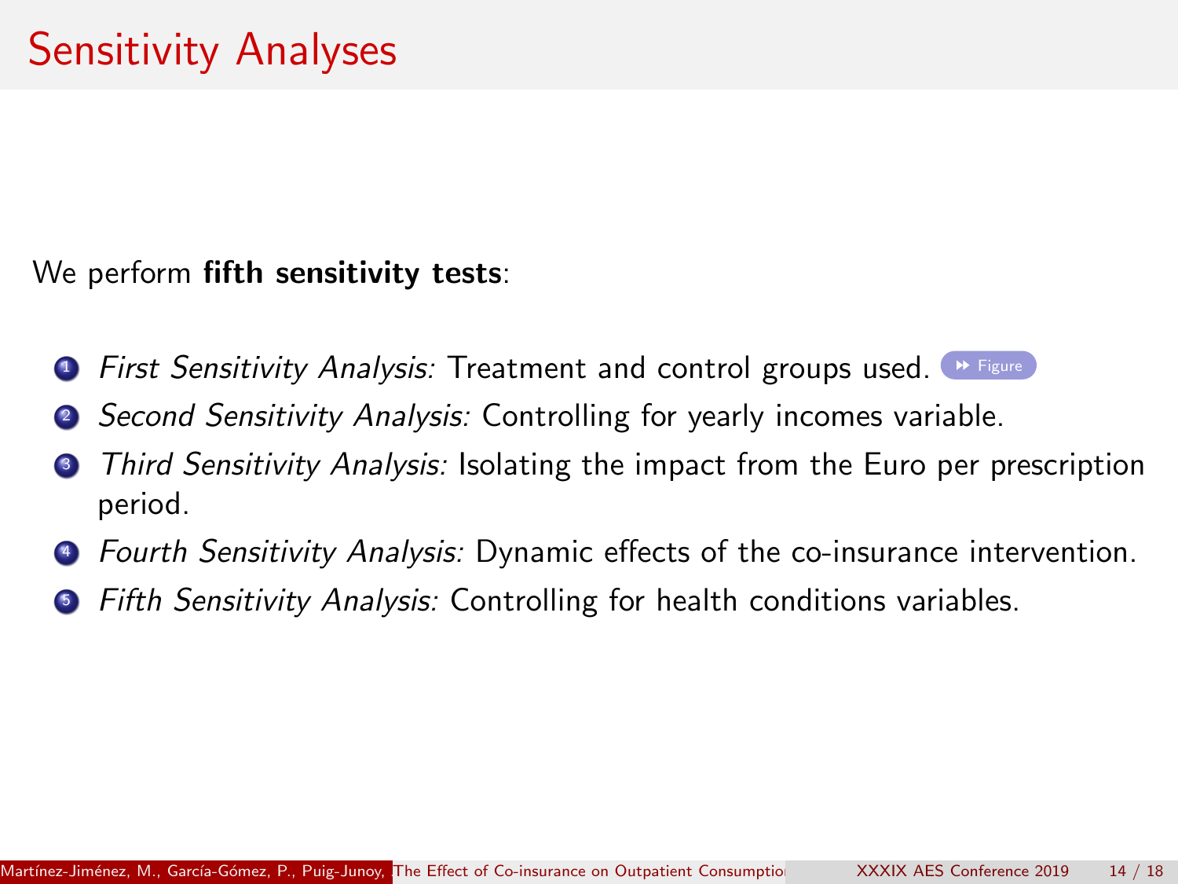# Sensitivity Analyses

We perform **fifth sensitivity tests**:

1. *First Sensitivity Analysis:* Treatment and control groups used. ▸▸ Figure
2. *Second Sensitivity Analysis:* Controlling for yearly incomes variable.
3. *Third Sensitivity Analysis:* Isolating the impact from the Euro per prescription period.
4. *Fourth Sensitivity Analysis:* Dynamic effects of the co-insurance intervention.
5. *Fifth Sensitivity Analysis:* Controlling for health conditions variables.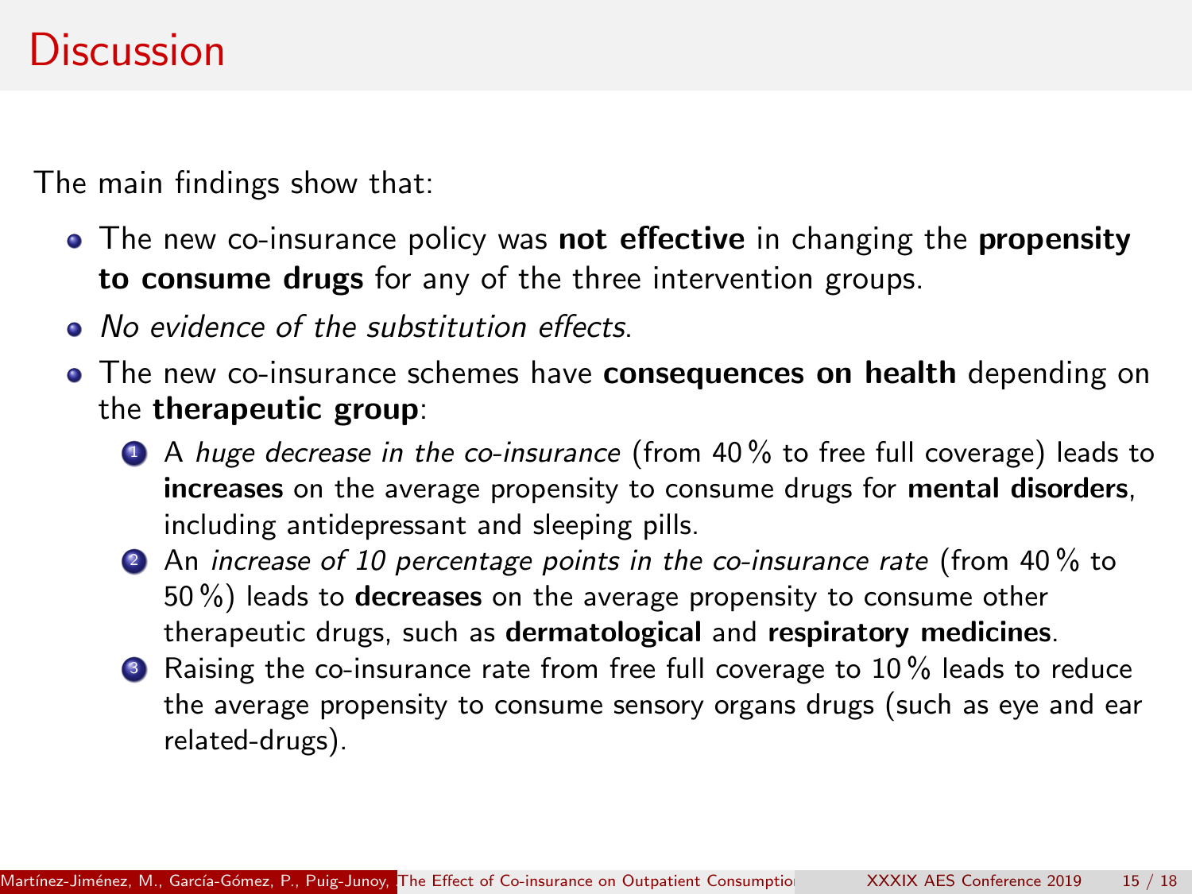# Discussion

The main findings show that:

- The new co-insurance policy was **not effective** in changing the **propensity to consume drugs** for any of the three intervention groups.
- *No evidence of the substitution effects*.
- The new co-insurance schemes have **consequences on health** depending on the **therapeutic group**:
  1. A *huge decrease in the co-insurance* (from 40 % to free full coverage) leads to **increases** on the average propensity to consume drugs for **mental disorders**, including antidepressant and sleeping pills.
  2. An *increase of 10 percentage points in the co-insurance rate* (from 40 % to 50 %) leads to **decreases** on the average propensity to consume other therapeutic drugs, such as **dermatological** and **respiratory medicines**.
  3. Raising the co-insurance rate from free full coverage to 10 % leads to reduce the average propensity to consume sensory organs drugs (such as eye and ear related-drugs).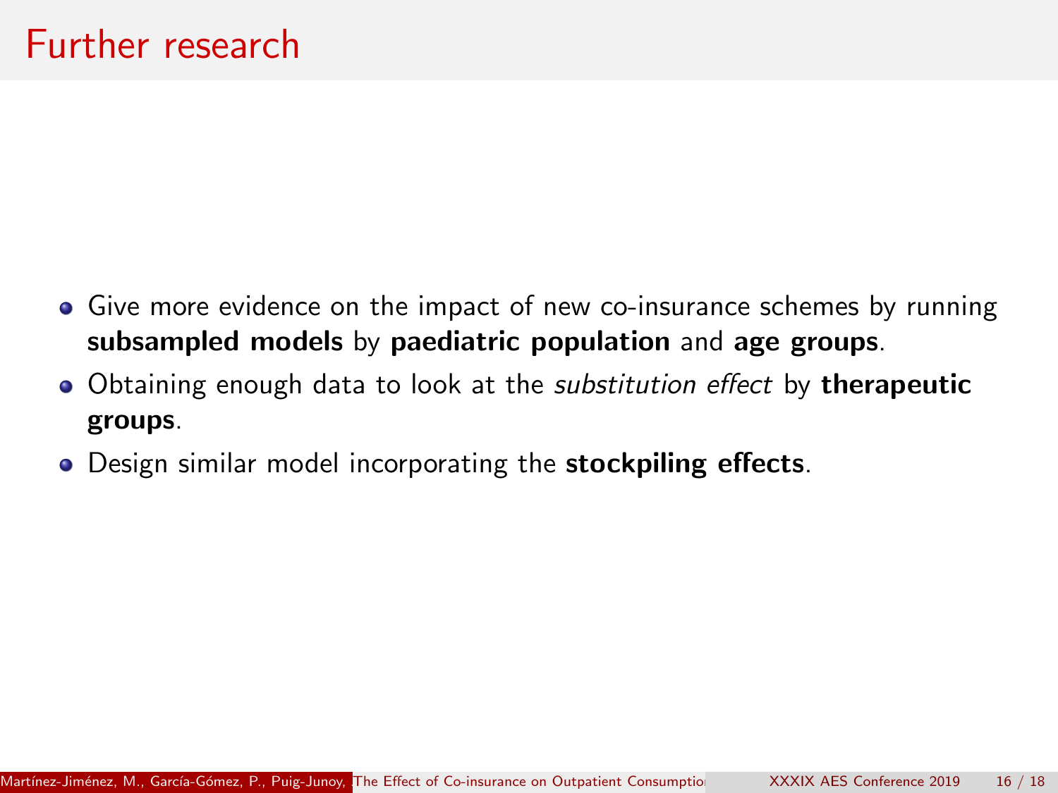# Further research

- Give more evidence on the impact of new co-insurance schemes by running **subsampled models** by **paediatric population** and **age groups**.
- Obtaining enough data to look at the *substitution effect* by **therapeutic groups**.
- Design similar model incorporating the **stockpiling effects**.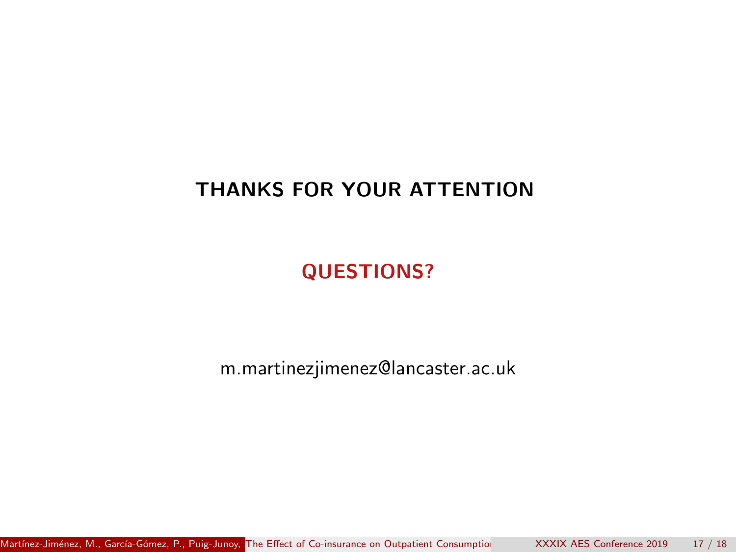**THANKS FOR YOUR ATTENTION**

**QUESTIONS?**

m.martinezjimenez@lancaster.ac.uk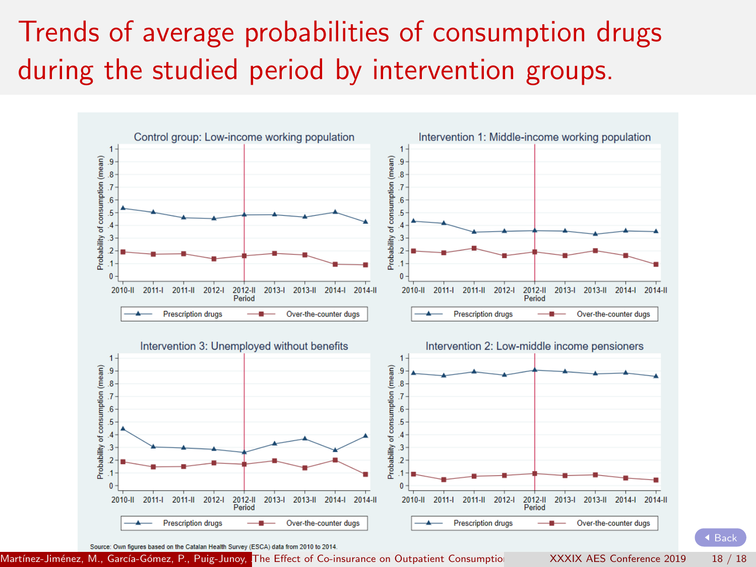# Trends of average probabilities of consumption drugs during the studied period by intervention groups.

Control group: Low-income working population

Intervention 1: Middle-income working population

Intervention 3: Unemployed without benefits

Intervention 2: Low-middle income pensioners

Probability of consumption (mean)

0 .1 .2 .3 .4 .5 .6 .7 .8 .9 1

2010-II 2011-I 2011-II 2012-I 2012-II 2013-I 2013-II 2014-I 2014-II

Period

Prescription drugs

Over-the-counter dugs

Source: Own figures based on the Catalan Health Survey (ESCA) data from 2010 to 2014.

Back